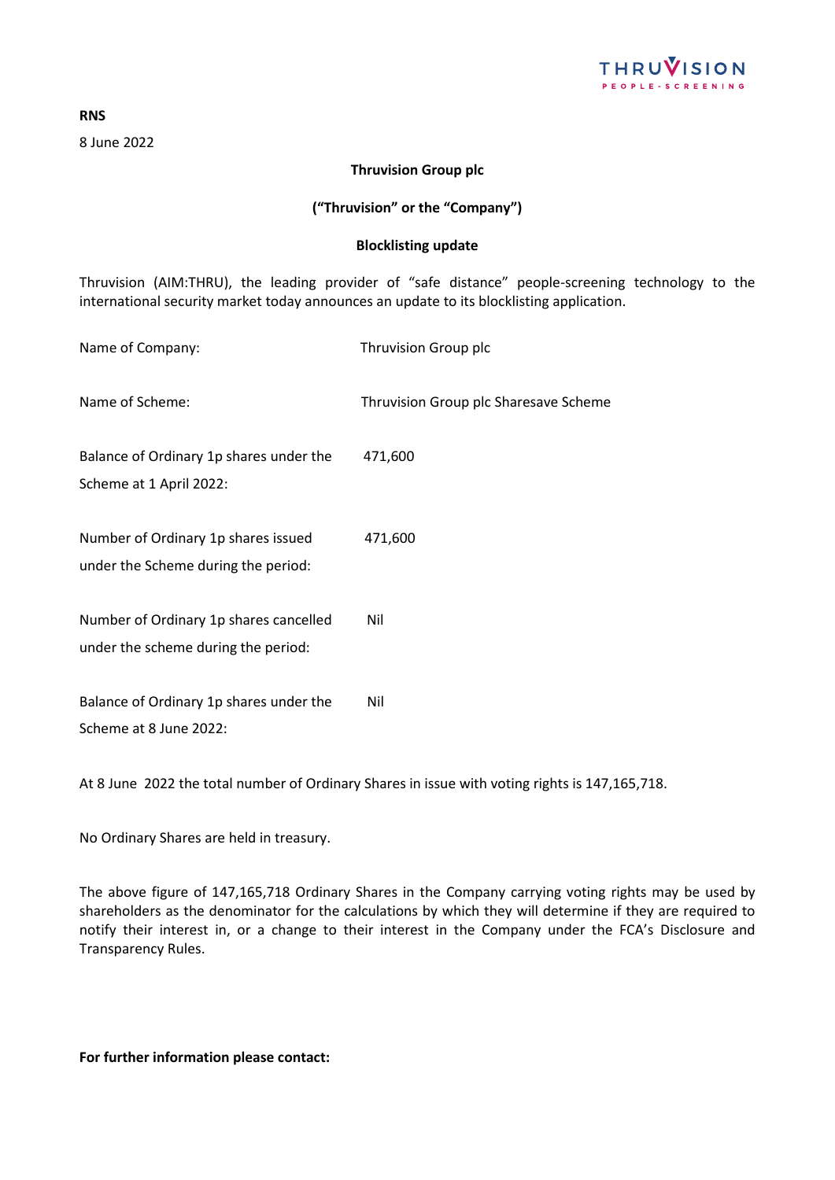**RNS**

8 June 2022

**Thruvision Group plc**

**("Thruvision" or the "Company")**

**Blocklisting update**

Thruvision (AIM:THRU), the leading provider of "safe distance" people-screening technology to the international security market today announces an update to its blocklisting application.

| | |
|---|---|
| Name of Company: | Thruvision Group plc |
| Name of Scheme: | Thruvision Group plc Sharesave Scheme |
| Balance of Ordinary 1p shares under the Scheme at 1 April 2022: | 471,600 |
| Number of Ordinary 1p shares issued under the Scheme during the period: | 471,600 |
| Number of Ordinary 1p shares cancelled under the scheme during the period: | Nil |
| Balance of Ordinary 1p shares under the Scheme at 8 June 2022: | Nil |

At 8 June 2022 the total number of Ordinary Shares in issue with voting rights is 147,165,718.

No Ordinary Shares are held in treasury.

The above figure of 147,165,718 Ordinary Shares in the Company carrying voting rights may be used by shareholders as the denominator for the calculations by which they will determine if they are required to notify their interest in, or a change to their interest in the Company under the FCA's Disclosure and Transparency Rules.

**For further information please contact:**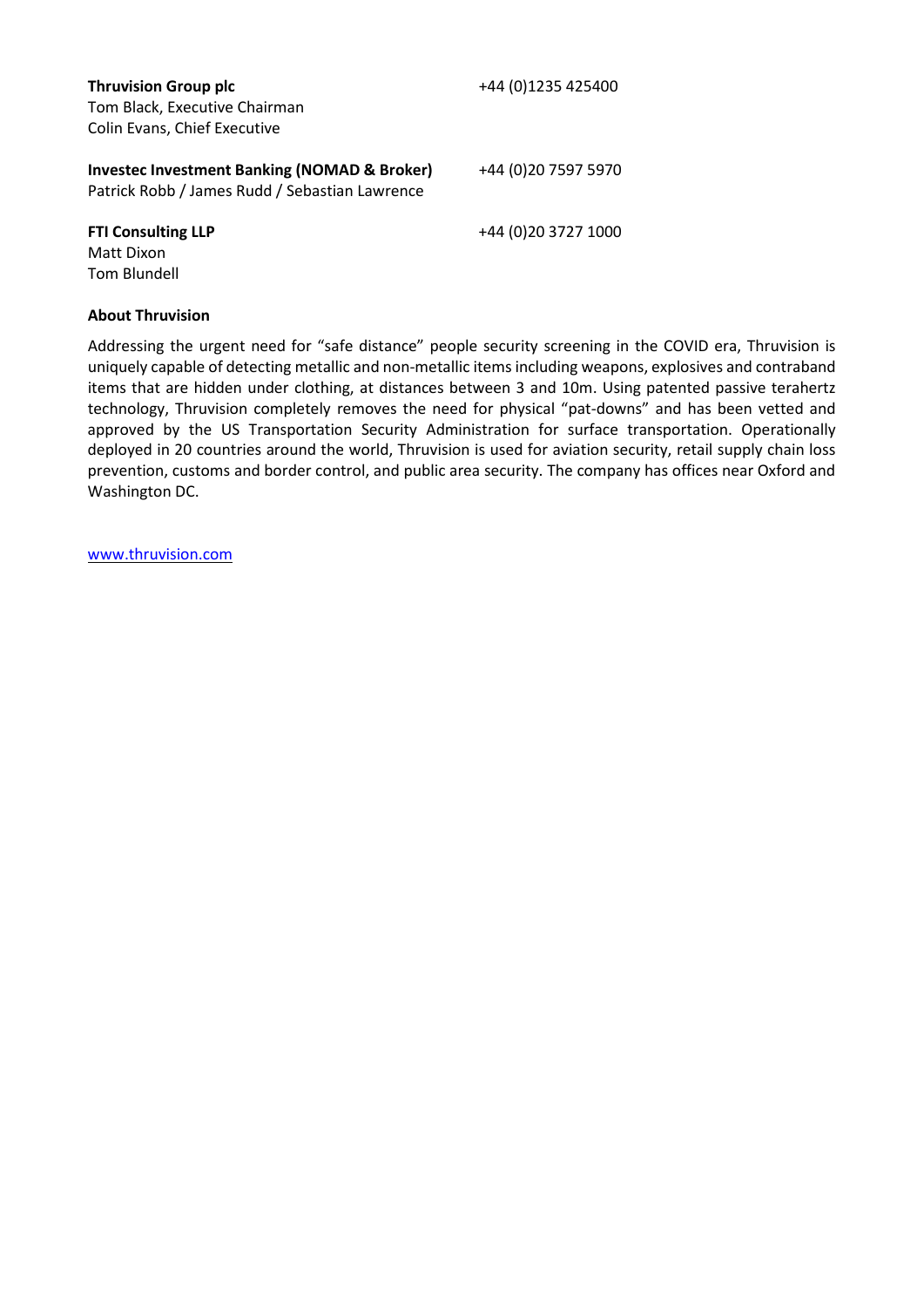**Thruvision Group plc** +44 (0)1235 425400
Tom Black, Executive Chairman
Colin Evans, Chief Executive

**Investec Investment Banking (NOMAD & Broker)** +44 (0)20 7597 5970
Patrick Robb / James Rudd / Sebastian Lawrence

**FTI Consulting LLP** +44 (0)20 3727 1000
Matt Dixon
Tom Blundell

**About Thruvision**

Addressing the urgent need for "safe distance" people security screening in the COVID era, Thruvision is uniquely capable of detecting metallic and non-metallic items including weapons, explosives and contraband items that are hidden under clothing, at distances between 3 and 10m. Using patented passive terahertz technology, Thruvision completely removes the need for physical "pat-downs" and has been vetted and approved by the US Transportation Security Administration for surface transportation. Operationally deployed in 20 countries around the world, Thruvision is used for aviation security, retail supply chain loss prevention, customs and border control, and public area security. The company has offices near Oxford and Washington DC.

www.thruvision.com